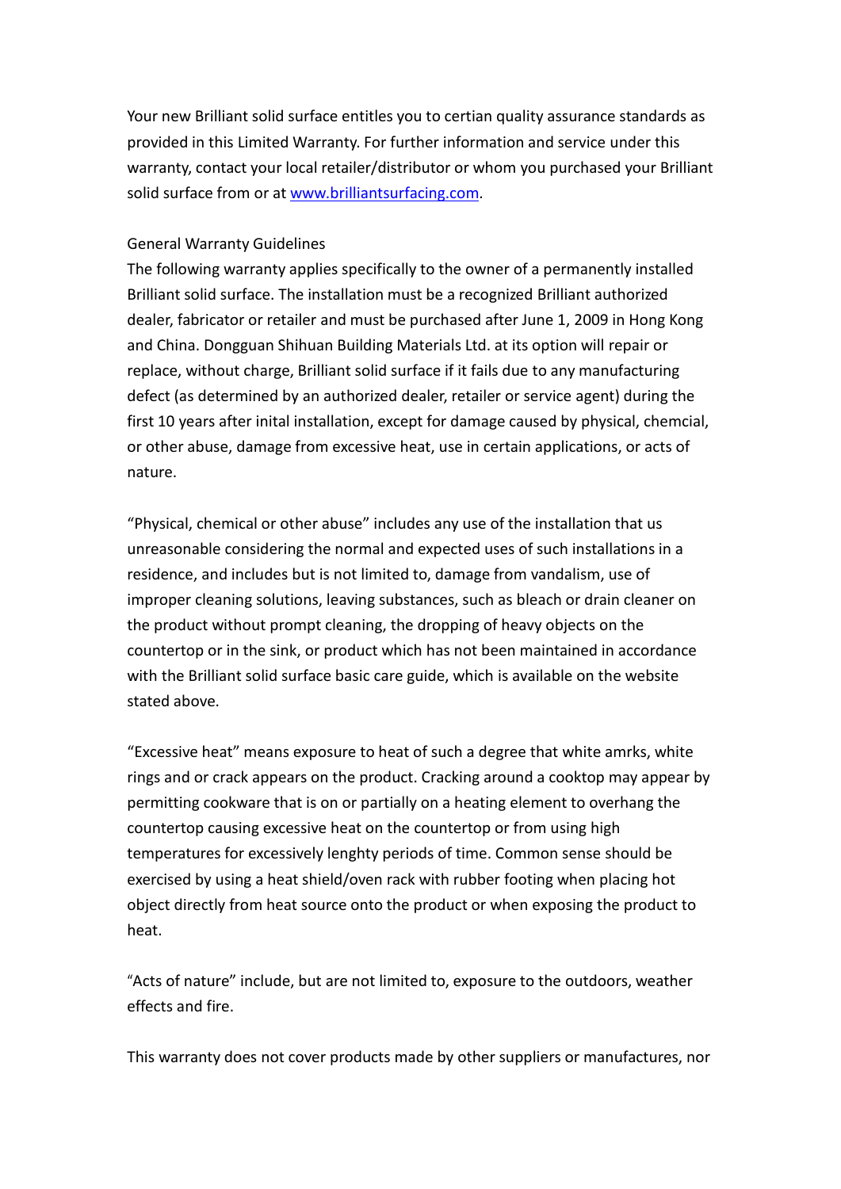Your new Brilliant solid surface entitles you to certian quality assurance standards as provided in this Limited Warranty. For further information and service under this warranty, contact your local retailer/distributor or whom you purchased your Brilliant solid surface from or at [www.brilliantsurfacing.com](http://www.brilliantsurfacing.com).

General Warranty Guidelines

The following warranty applies specifically to the owner of a permanently installed Brilliant solid surface. The installation must be a recognized Brilliant authorized dealer, fabricator or retailer and must be purchased after June 1, 2009 in Hong Kong and China. Dongguan Shihuan Building Materials Ltd. at its option will repair or replace, without charge, Brilliant solid surface if it fails due to any manufacturing defect (as determined by an authorized dealer, retailer or service agent) during the first 10 years after inital installation, except for damage caused by physical, chemcial, or other abuse, damage from excessive heat, use in certain applications, or acts of nature.

“Physical, chemical or other abuse” includes any use of the installation that us unreasonable considering the normal and expected uses of such installations in a residence, and includes but is not limited to, damage from vandalism, use of improper cleaning solutions, leaving substances, such as bleach or drain cleaner on the product without prompt cleaning, the dropping of heavy objects on the countertop or in the sink, or product which has not been maintained in accordance with the Brilliant solid surface basic care guide, which is available on the website stated above.

“Excessive heat” means exposure to heat of such a degree that white amrks, white rings and or crack appears on the product. Cracking around a cooktop may appear by permitting cookware that is on or partially on a heating element to overhang the countertop causing excessive heat on the countertop or from using high temperatures for excessively lenghty periods of time. Common sense should be exercised by using a heat shield/oven rack with rubber footing when placing hot object directly from heat source onto the product or when exposing the product to heat.

“Acts of nature” include, but are not limited to, exposure to the outdoors, weather effects and fire.

This warranty does not cover products made by other suppliers or manufactures, nor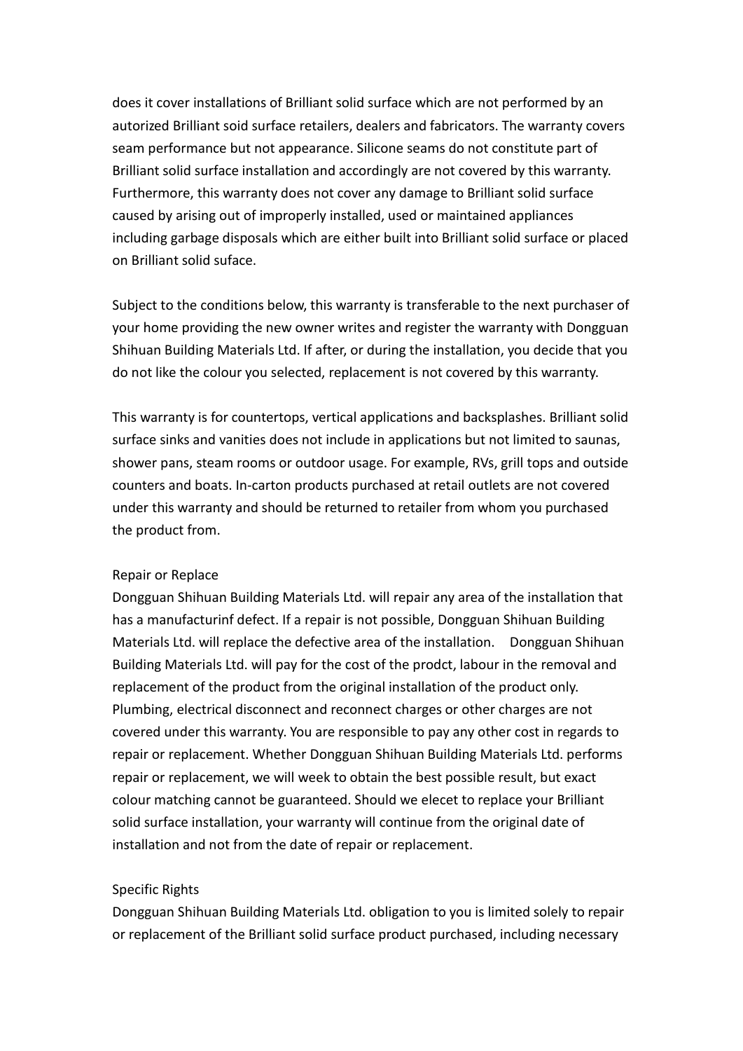does it cover installations of Brilliant solid surface which are not performed by an autorized Brilliant soid surface retailers, dealers and fabricators. The warranty covers seam performance but not appearance. Silicone seams do not constitute part of Brilliant solid surface installation and accordingly are not covered by this warranty. Furthermore, this warranty does not cover any damage to Brilliant solid surface caused by arising out of improperly installed, used or maintained appliances including garbage disposals which are either built into Brilliant solid surface or placed on Brilliant solid suface.

Subject to the conditions below, this warranty is transferable to the next purchaser of your home providing the new owner writes and register the warranty with Dongguan Shihuan Building Materials Ltd. If after, or during the installation, you decide that you do not like the colour you selected, replacement is not covered by this warranty.

This warranty is for countertops, vertical applications and backsplashes. Brilliant solid surface sinks and vanities does not include in applications but not limited to saunas, shower pans, steam rooms or outdoor usage. For example, RVs, grill tops and outside counters and boats. In-carton products purchased at retail outlets are not covered under this warranty and should be returned to retailer from whom you purchased the product from.

Repair or Replace

Dongguan Shihuan Building Materials Ltd. will repair any area of the installation that has a manufacturinf defect. If a repair is not possible, Dongguan Shihuan Building Materials Ltd. will replace the defective area of the installation. Dongguan Shihuan Building Materials Ltd. will pay for the cost of the prodct, labour in the removal and replacement of the product from the original installation of the product only. Plumbing, electrical disconnect and reconnect charges or other charges are not covered under this warranty. You are responsible to pay any other cost in regards to repair or replacement. Whether Dongguan Shihuan Building Materials Ltd. performs repair or replacement, we will week to obtain the best possible result, but exact colour matching cannot be guaranteed. Should we elecet to replace your Brilliant solid surface installation, your warranty will continue from the original date of installation and not from the date of repair or replacement.

Specific Rights

Dongguan Shihuan Building Materials Ltd. obligation to you is limited solely to repair or replacement of the Brilliant solid surface product purchased, including necessary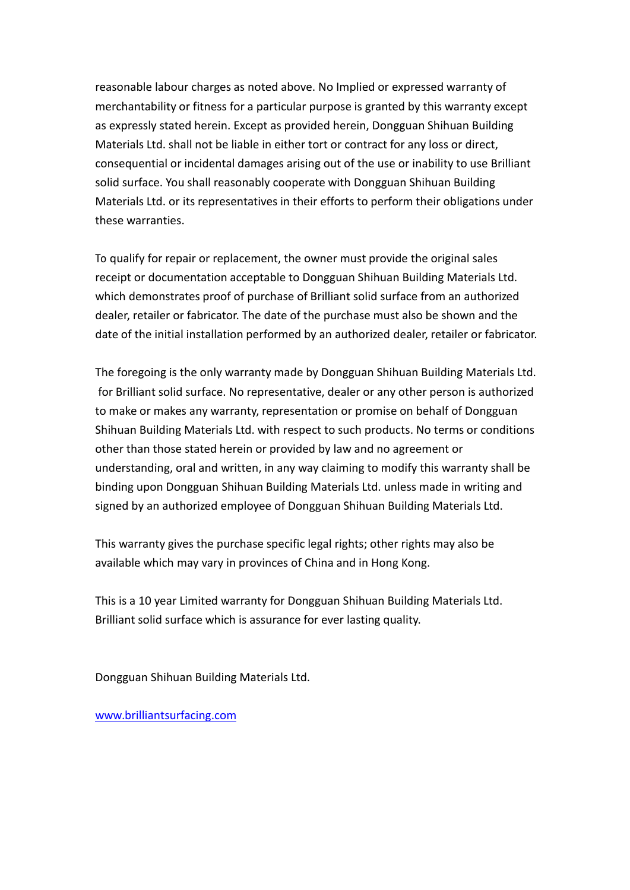reasonable labour charges as noted above. No Implied or expressed warranty of merchantability or fitness for a particular purpose is granted by this warranty except as expressly stated herein. Except as provided herein, Dongguan Shihuan Building Materials Ltd. shall not be liable in either tort or contract for any loss or direct, consequential or incidental damages arising out of the use or inability to use Brilliant solid surface. You shall reasonably cooperate with Dongguan Shihuan Building Materials Ltd. or its representatives in their efforts to perform their obligations under these warranties.

To qualify for repair or replacement, the owner must provide the original sales receipt or documentation acceptable to Dongguan Shihuan Building Materials Ltd. which demonstrates proof of purchase of Brilliant solid surface from an authorized dealer, retailer or fabricator. The date of the purchase must also be shown and the date of the initial installation performed by an authorized dealer, retailer or fabricator.

The foregoing is the only warranty made by Dongguan Shihuan Building Materials Ltd. for Brilliant solid surface. No representative, dealer or any other person is authorized to make or makes any warranty, representation or promise on behalf of Dongguan Shihuan Building Materials Ltd. with respect to such products. No terms or conditions other than those stated herein or provided by law and no agreement or understanding, oral and written, in any way claiming to modify this warranty shall be binding upon Dongguan Shihuan Building Materials Ltd. unless made in writing and signed by an authorized employee of Dongguan Shihuan Building Materials Ltd.

This warranty gives the purchase specific legal rights; other rights may also be available which may vary in provinces of China and in Hong Kong.

This is a 10 year Limited warranty for Dongguan Shihuan Building Materials Ltd. Brilliant solid surface which is assurance for ever lasting quality.

Dongguan Shihuan Building Materials Ltd.

www.brilliantsurfacing.com